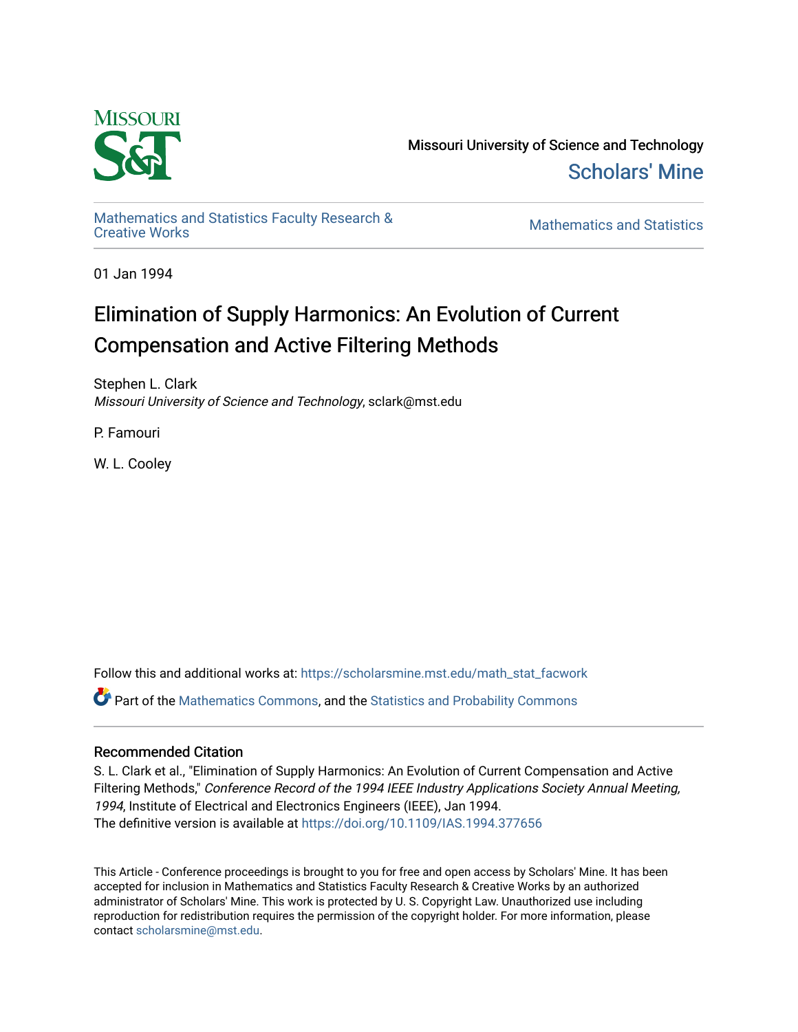Missouri University of Science and Technology

Scholars' Mine

Mathematics and Statistics Faculty Research & Creative Works

Mathematics and Statistics

01 Jan 1994

# Elimination of Supply Harmonics: An Evolution of Current Compensation and Active Filtering Methods

Stephen L. Clark
*Missouri University of Science and Technology*, sclark@mst.edu

P. Famouri

W. L. Cooley

Follow this and additional works at: https://scholarsmine.mst.edu/math_stat_facwork

Part of the Mathematics Commons, and the Statistics and Probability Commons

## Recommended Citation

S. L. Clark et al., "Elimination of Supply Harmonics: An Evolution of Current Compensation and Active Filtering Methods," *Conference Record of the 1994 IEEE Industry Applications Society Annual Meeting, 1994*, Institute of Electrical and Electronics Engineers (IEEE), Jan 1994.
The definitive version is available at https://doi.org/10.1109/IAS.1994.377656

This Article - Conference proceedings is brought to you for free and open access by Scholars' Mine. It has been accepted for inclusion in Mathematics and Statistics Faculty Research & Creative Works by an authorized administrator of Scholars' Mine. This work is protected by U. S. Copyright Law. Unauthorized use including reproduction for redistribution requires the permission of the copyright holder. For more information, please contact scholarsmine@mst.edu.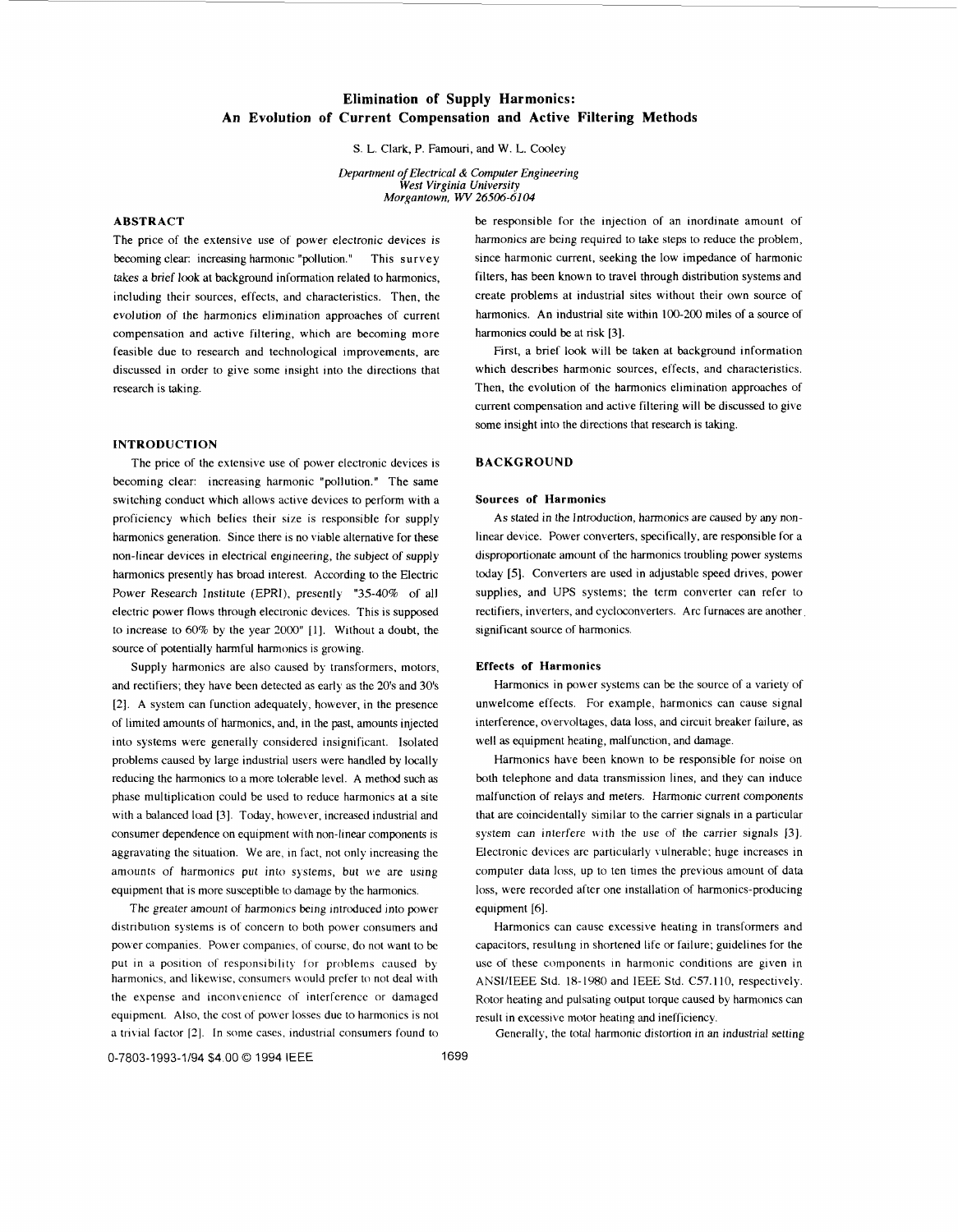# Elimination of Supply Harmonics: An Evolution of Current Compensation and Active Filtering Methods

S. L. Clark, P. Famouri, and W. L. Cooley

*Department of Electrical & Computer Engineering*
*West Virginia University*
*Morgantown, WV 26506-6104*

## ABSTRACT

The price of the extensive use of power electronic devices is becoming clear: increasing harmonic "pollution." This survey takes a brief look at background information related to harmonics, including their sources, effects, and characteristics. Then, the evolution of the harmonics elimination approaches of current compensation and active filtering, which are becoming more feasible due to research and technological improvements, are discussed in order to give some insight into the directions that research is taking.

## INTRODUCTION

The price of the extensive use of power electronic devices is becoming clear: increasing harmonic "pollution." The same switching conduct which allows active devices to perform with a proficiency which belies their size is responsible for supply harmonics generation. Since there is no viable alternative for these non-linear devices in electrical engineering, the subject of supply harmonics presently has broad interest. According to the Electric Power Research Institute (EPRI), presently "35-40% of all electric power flows through electronic devices. This is supposed to increase to 60% by the year 2000" [1]. Without a doubt, the source of potentially harmful harmonics is growing.

Supply harmonics are also caused by transformers, motors, and rectifiers; they have been detected as early as the 20's and 30's [2]. A system can function adequately, however, in the presence of limited amounts of harmonics, and, in the past, amounts injected into systems were generally considered insignificant. Isolated problems caused by large industrial users were handled by locally reducing the harmonics to a more tolerable level. A method such as phase multiplication could be used to reduce harmonics at a site with a balanced load [3]. Today, however, increased industrial and consumer dependence on equipment with non-linear components is aggravating the situation. We are, in fact, not only increasing the amounts of harmonics put into systems, but we are using equipment that is more susceptible to damage by the harmonics.

The greater amount of harmonics being introduced into power distribution systems is of concern to both power consumers and power companies. Power companies, of course, do not want to be put in a position of responsibility for problems caused by harmonics, and likewise, consumers would prefer to not deal with the expense and inconvenience of interference or damaged equipment. Also, the cost of power losses due to harmonics is not a trivial factor [2]. In some cases, industrial consumers found to be responsible for the injection of an inordinate amount of harmonics are being required to take steps to reduce the problem, since harmonic current, seeking the low impedance of harmonic filters, has been known to travel through distribution systems and create problems at industrial sites without their own source of harmonics. An industrial site within 100-200 miles of a source of harmonics could be at risk [3].

First, a brief look will be taken at background information which describes harmonic sources, effects, and characteristics. Then, the evolution of the harmonics elimination approaches of current compensation and active filtering will be discussed to give some insight into the directions that research is taking.

## BACKGROUND

### Sources of Harmonics

As stated in the Introduction, harmonics are caused by any non-linear device. Power converters, specifically, are responsible for a disproportionate amount of the harmonics troubling power systems today [5]. Converters are used in adjustable speed drives, power supplies, and UPS systems; the term converter can refer to rectifiers, inverters, and cycloconverters. Arc furnaces are another significant source of harmonics.

### Effects of Harmonics

Harmonics in power systems can be the source of a variety of unwelcome effects. For example, harmonics can cause signal interference, overvoltages, data loss, and circuit breaker failure, as well as equipment heating, malfunction, and damage.

Harmonics have been known to be responsible for noise on both telephone and data transmission lines, and they can induce malfunction of relays and meters. Harmonic current components that are coincidentally similar to the carrier signals in a particular system can interfere with the use of the carrier signals [3]. Electronic devices are particularly vulnerable; huge increases in computer data loss, up to ten times the previous amount of data loss, were recorded after one installation of harmonics-producing equipment [6].

Harmonics can cause excessive heating in transformers and capacitors, resulting in shortened life or failure; guidelines for the use of these components in harmonic conditions are given in ANSI/IEEE Std. 18-1980 and IEEE Std. C57.110, respectively. Rotor heating and pulsating output torque caused by harmonics can result in excessive motor heating and inefficiency.

Generally, the total harmonic distortion in an industrial setting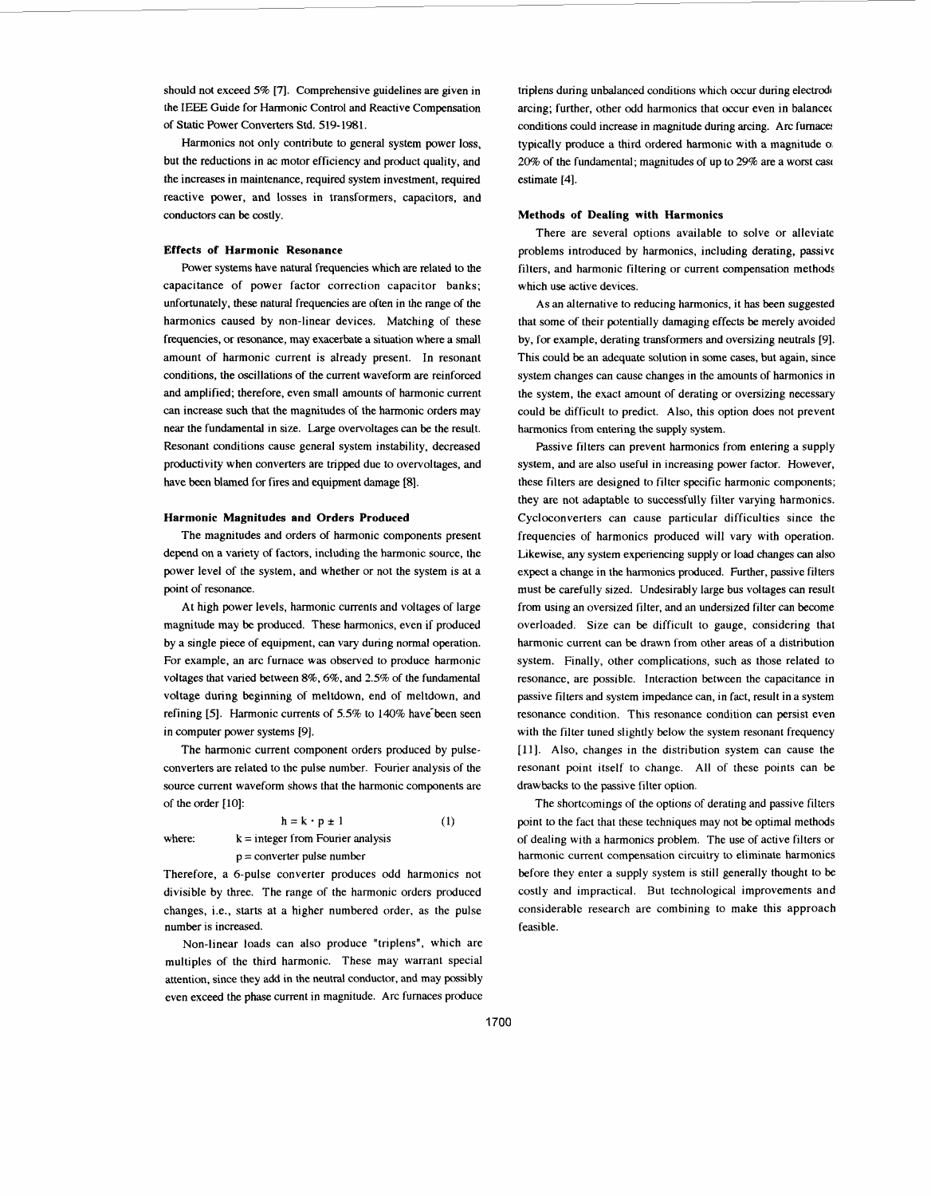should not exceed 5% [7]. Comprehensive guidelines are given in the IEEE Guide for Harmonic Control and Reactive Compensation of Static Power Converters Std. 519-1981.

Harmonics not only contribute to general system power loss, but the reductions in ac motor efficiency and product quality, and the increases in maintenance, required system investment, required reactive power, and losses in transformers, capacitors, and conductors can be costly.

### Effects of Harmonic Resonance

Power systems have natural frequencies which are related to the capacitance of power factor correction capacitor banks; unfortunately, these natural frequencies are often in the range of the harmonics caused by non-linear devices. Matching of these frequencies, or resonance, may exacerbate a situation where a small amount of harmonic current is already present. In resonant conditions, the oscillations of the current waveform are reinforced and amplified; therefore, even small amounts of harmonic current can increase such that the magnitudes of the harmonic orders may near the fundamental in size. Large overvoltages can be the result. Resonant conditions cause general system instability, decreased productivity when converters are tripped due to overvoltages, and have been blamed for fires and equipment damage [8].

### Harmonic Magnitudes and Orders Produced

The magnitudes and orders of harmonic components present depend on a variety of factors, including the harmonic source, the power level of the system, and whether or not the system is at a point of resonance.

At high power levels, harmonic currents and voltages of large magnitude may be produced. These harmonics, even if produced by a single piece of equipment, can vary during normal operation. For example, an arc furnace was observed to produce harmonic voltages that varied between 8%, 6%, and 2.5% of the fundamental voltage during beginning of meltdown, end of meltdown, and refining [5]. Harmonic currents of 5.5% to 140% have been seen in computer power systems [9].

The harmonic current component orders produced by pulse-converters are related to the pulse number. Fourier analysis of the source current waveform shows that the harmonic components are of the order [10]:

$$h = k \cdot p \pm 1 \qquad (1)$$

where: $k$ = integer from Fourier analysis
$p$ = converter pulse number

Therefore, a 6-pulse converter produces odd harmonics not divisible by three. The range of the harmonic orders produced changes, i.e., starts at a higher numbered order, as the pulse number is increased.

Non-linear loads can also produce "triplens", which are multiples of the third harmonic. These may warrant special attention, since they add in the neutral conductor, and may possibly even exceed the phase current in magnitude. Arc furnaces produce triplens during unbalanced conditions which occur during electrode arcing; further, other odd harmonics that occur even in balanced conditions could increase in magnitude during arcing. Arc furnaces typically produce a third ordered harmonic with a magnitude of 20% of the fundamental; magnitudes of up to 29% are a worst case estimate [4].

### Methods of Dealing with Harmonics

There are several options available to solve or alleviate problems introduced by harmonics, including derating, passive filters, and harmonic filtering or current compensation methods which use active devices.

As an alternative to reducing harmonics, it has been suggested that some of their potentially damaging effects be merely avoided by, for example, derating transformers and oversizing neutrals [9]. This could be an adequate solution in some cases, but again, since system changes can cause changes in the amounts of harmonics in the system, the exact amount of derating or oversizing necessary could be difficult to predict. Also, this option does not prevent harmonics from entering the supply system.

Passive filters can prevent harmonics from entering a supply system, and are also useful in increasing power factor. However, these filters are designed to filter specific harmonic components; they are not adaptable to successfully filter varying harmonics. Cycloconverters can cause particular difficulties since the frequencies of harmonics produced will vary with operation. Likewise, any system experiencing supply or load changes can also expect a change in the harmonics produced. Further, passive filters must be carefully sized. Undesirably large bus voltages can result from using an oversized filter, and an undersized filter can become overloaded. Size can be difficult to gauge, considering that harmonic current can be drawn from other areas of a distribution system. Finally, other complications, such as those related to resonance, are possible. Interaction between the capacitance in passive filters and system impedance can, in fact, result in a system resonance condition. This resonance condition can persist even with the filter tuned slightly below the system resonant frequency [11]. Also, changes in the distribution system can cause the resonant point itself to change. All of these points can be drawbacks to the passive filter option.

The shortcomings of the options of derating and passive filters point to the fact that these techniques may not be optimal methods of dealing with a harmonics problem. The use of active filters or harmonic current compensation circuitry to eliminate harmonics before they enter a supply system is still generally thought to be costly and impractical. But technological improvements and considerable research are combining to make this approach feasible.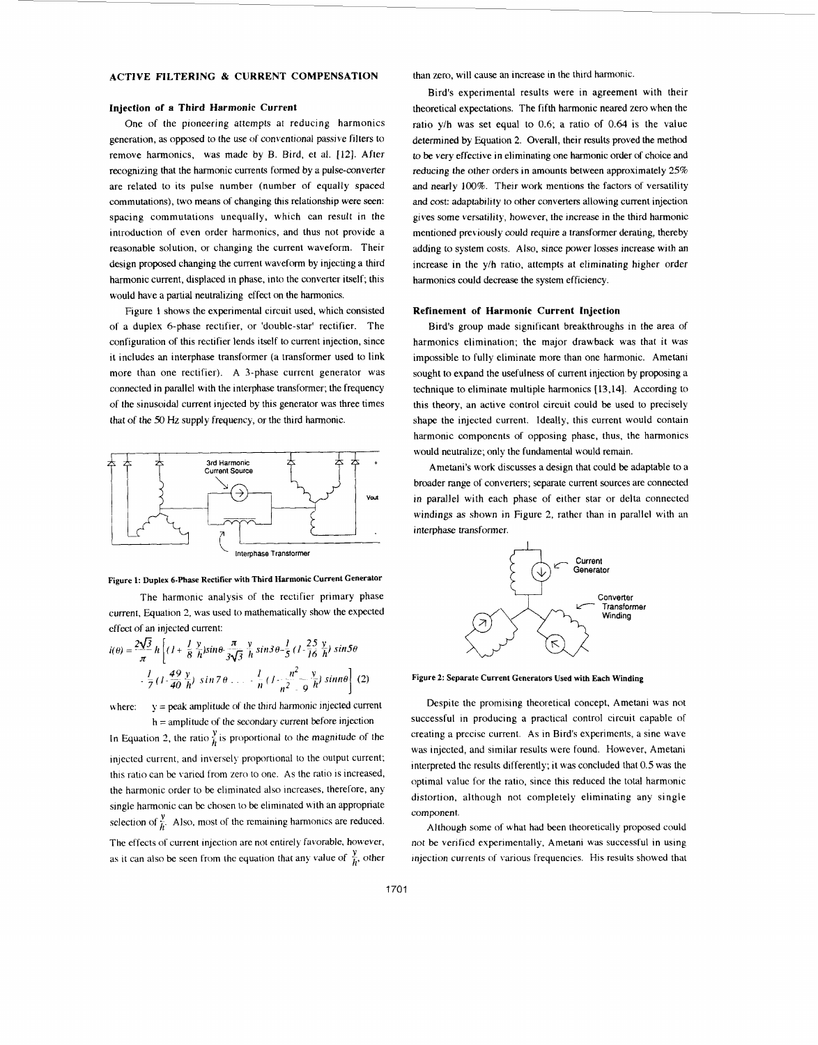## ACTIVE FILTERING & CURRENT COMPENSATION

### Injection of a Third Harmonic Current

One of the pioneering attempts at reducing harmonics generation, as opposed to the use of conventional passive filters to remove harmonics, was made by B. Bird, et al. [12]. After recognizing that the harmonic currents formed by a pulse-converter are related to its pulse number (number of equally spaced commutations), two means of changing this relationship were seen: spacing commutations unequally, which can result in the introduction of even order harmonics, and thus not provide a reasonable solution, or changing the current waveform. Their design proposed changing the current waveform by injecting a third harmonic current, displaced in phase, into the converter itself; this would have a partial neutralizing effect on the harmonics.

Figure 1 shows the experimental circuit used, which consisted of a duplex 6-phase rectifier, or 'double-star' rectifier. The configuration of this rectifier lends itself to current injection, since it includes an interphase transformer (a transformer used to link more than one rectifier). A 3-phase current generator was connected in parallel with the interphase transformer; the frequency of the sinusoidal current injected by this generator was three times that of the 50 Hz supply frequency, or the third harmonic.

3rd Harmonic Current Source

Vout

Interphase Transformer

**Figure 1: Duplex 6-Phase Rectifier with Third Harmonic Current Generator**

The harmonic analysis of the rectifier primary phase current, Equation 2, was used to mathematically show the expected effect of an injected current:

$$i(\theta) = \frac{2\sqrt{3}}{\pi} h \left[ (1 + \frac{1}{8}\frac{y}{h})\sin\theta - \frac{\pi}{3\sqrt{3}}\frac{y}{h}\sin 3\theta - \frac{1}{5}(1 - \frac{25}{16}\frac{y}{h})\sin 5\theta - \frac{1}{7}(1 - \frac{49}{40}\frac{y}{h})\sin 7\theta \ldots - \frac{1}{n}(1 - \frac{n^2}{n^2 - 9}\frac{y}{h})\sin n\theta \right] \quad (2)$$

where: $y$ = peak amplitude of the third harmonic injected current

$h$ = amplitude of the secondary current before injection

In Equation 2, the ratio $\frac{y}{h}$ is proportional to the magnitude of the injected current, and inversely proportional to the output current; this ratio can be varied from zero to one. As the ratio is increased, the harmonic order to be eliminated also increases, therefore, any single harmonic can be chosen to be eliminated with an appropriate selection of $\frac{y}{h}$. Also, most of the remaining harmonics are reduced. The effects of current injection are not entirely favorable, however, as it can also be seen from the equation that any value of $\frac{y}{h}$, other than zero, will cause an increase in the third harmonic.

Bird's experimental results were in agreement with their theoretical expectations. The fifth harmonic neared zero when the ratio y/h was set equal to 0.6; a ratio of 0.64 is the value determined by Equation 2. Overall, their results proved the method to be very effective in eliminating one harmonic order of choice and reducing the other orders in amounts between approximately 25% and nearly 100%. Their work mentions the factors of versatility and cost: adaptability to other converters allowing current injection gives some versatility, however, the increase in the third harmonic mentioned previously could require a transformer derating, thereby adding to system costs. Also, since power losses increase with an increase in the y/h ratio, attempts at eliminating higher order harmonics could decrease the system efficiency.

### Refinement of Harmonic Current Injection

Bird's group made significant breakthroughs in the area of harmonics elimination; the major drawback was that it was impossible to fully eliminate more than one harmonic. Ametani sought to expand the usefulness of current injection by proposing a technique to eliminate multiple harmonics [13,14]. According to this theory, an active control circuit could be used to precisely shape the injected current. Ideally, this current would contain harmonic components of opposing phase, thus, the harmonics would neutralize; only the fundamental would remain.

Ametani's work discusses a design that could be adaptable to a broader range of converters; separate current sources are connected in parallel with each phase of either star or delta connected windings as shown in Figure 2, rather than in parallel with an interphase transformer.

Current Generator

Converter Transformer Winding

**Figure 2: Separate Current Generators Used with Each Winding**

Despite the promising theoretical concept, Ametani was not successful in producing a practical control circuit capable of creating a precise current. As in Bird's experiments, a sine wave was injected, and similar results were found. However, Ametani interpreted the results differently; it was concluded that 0.5 was the optimal value for the ratio, since this reduced the total harmonic distortion, although not completely eliminating any single component.

Although some of what had been theoretically proposed could not be verified experimentally, Ametani was successful in using injection currents of various frequencies. His results showed that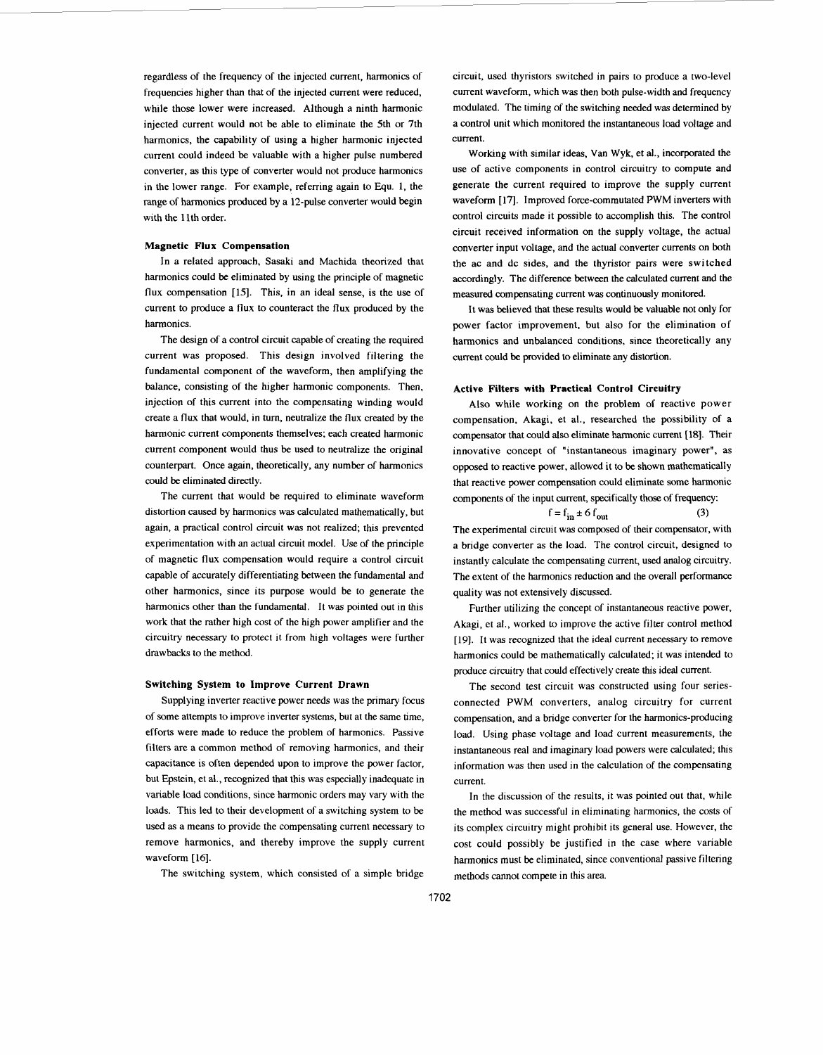regardless of the frequency of the injected current, harmonics of frequencies higher than that of the injected current were reduced, while those lower were increased. Although a ninth harmonic injected current would not be able to eliminate the 5th or 7th harmonics, the capability of using a higher harmonic injected current could indeed be valuable with a higher pulse numbered converter, as this type of converter would not produce harmonics in the lower range. For example, referring again to Equ. 1, the range of harmonics produced by a 12-pulse converter would begin with the 11th order.

### Magnetic Flux Compensation

In a related approach, Sasaki and Machida theorized that harmonics could be eliminated by using the principle of magnetic flux compensation [15]. This, in an ideal sense, is the use of current to produce a flux to counteract the flux produced by the harmonics.

The design of a control circuit capable of creating the required current was proposed. This design involved filtering the fundamental component of the waveform, then amplifying the balance, consisting of the higher harmonic components. Then, injection of this current into the compensating winding would create a flux that would, in turn, neutralize the flux created by the harmonic current components themselves; each created harmonic current component would thus be used to neutralize the original counterpart. Once again, theoretically, any number of harmonics could be eliminated directly.

The current that would be required to eliminate waveform distortion caused by harmonics was calculated mathematically, but again, a practical control circuit was not realized; this prevented experimentation with an actual circuit model. Use of the principle of magnetic flux compensation would require a control circuit capable of accurately differentiating between the fundamental and other harmonics, since its purpose would be to generate the harmonics other than the fundamental. It was pointed out in this work that the rather high cost of the high power amplifier and the circuitry necessary to protect it from high voltages were further drawbacks to the method.

### Switching System to Improve Current Drawn

Supplying inverter reactive power needs was the primary focus of some attempts to improve inverter systems, but at the same time, efforts were made to reduce the problem of harmonics. Passive filters are a common method of removing harmonics, and their capacitance is often depended upon to improve the power factor, but Epstein, et al., recognized that this was especially inadequate in variable load conditions, since harmonic orders may vary with the loads. This led to their development of a switching system to be used as a means to provide the compensating current necessary to remove harmonics, and thereby improve the supply current waveform [16].

The switching system, which consisted of a simple bridge circuit, used thyristors switched in pairs to produce a two-level current waveform, which was then both pulse-width and frequency modulated. The timing of the switching needed was determined by a control unit which monitored the instantaneous load voltage and current.

Working with similar ideas, Van Wyk, et al., incorporated the use of active components in control circuitry to compute and generate the current required to improve the supply current waveform [17]. Improved force-commutated PWM inverters with control circuits made it possible to accomplish this. The control circuit received information on the supply voltage, the actual converter input voltage, and the actual converter currents on both the ac and dc sides, and the thyristor pairs were switched accordingly. The difference between the calculated current and the measured compensating current was continuously monitored.

It was believed that these results would be valuable not only for power factor improvement, but also for the elimination of harmonics and unbalanced conditions, since theoretically any current could be provided to eliminate any distortion.

### Active Filters with Practical Control Circuitry

Also while working on the problem of reactive power compensation, Akagi, et al., researched the possibility of a compensator that could also eliminate harmonic current [18]. Their innovative concept of "instantaneous imaginary power", as opposed to reactive power, allowed it to be shown mathematically that reactive power compensation could eliminate some harmonic components of the input current, specifically those of frequency:

$$f = f_{in} \pm 6\, f_{out} \qquad (3)$$

The experimental circuit was composed of their compensator, with a bridge converter as the load. The control circuit, designed to instantly calculate the compensating current, used analog circuitry. The extent of the harmonics reduction and the overall performance quality was not extensively discussed.

Further utilizing the concept of instantaneous reactive power, Akagi, et al., worked to improve the active filter control method [19]. It was recognized that the ideal current necessary to remove harmonics could be mathematically calculated; it was intended to produce circuitry that could effectively create this ideal current.

The second test circuit was constructed using four series-connected PWM converters, analog circuitry for current compensation, and a bridge converter for the harmonics-producing load. Using phase voltage and load current measurements, the instantaneous real and imaginary load powers were calculated; this information was then used in the calculation of the compensating current.

In the discussion of the results, it was pointed out that, while the method was successful in eliminating harmonics, the costs of its complex circuitry might prohibit its general use. However, the cost could possibly be justified in the case where variable harmonics must be eliminated, since conventional passive filtering methods cannot compete in this area.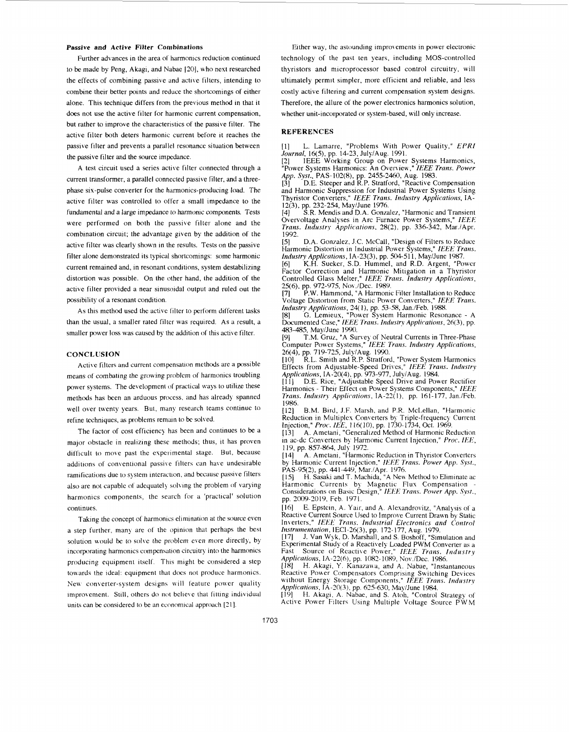### Passive and Active Filter Combinations

Further advances in the area of harmonics reduction continued to be made by Peng, Akagi, and Nabae [20], who next researched the effects of combining passive and active filters, intending to combine their better points and reduce the shortcomings of either alone. This technique differs from the previous method in that it does not use the active filter for harmonic current compensation, but rather to improve the characteristics of the passive filter. The active filter both deters harmonic current before it reaches the passive filter and prevents a parallel resonance situation between the passive filter and the source impedance.

A test circuit used a series active filter connected through a current transformer, a parallel connected passive filter, and a three-phase six-pulse converter for the harmonics-producing load. The active filter was controlled to offer a small impedance to the fundamental and a large impedance to harmonic components. Tests were performed on both the passive filter alone and the combination circuit; the advantage given by the addition of the active filter was clearly shown in the results. Tests on the passive filter alone demonstrated its typical shortcomings: some harmonic current remained and, in resonant conditions, system destabilizing distortion was possible. On the other hand, the addition of the active filter provided a near sinusoidal output and ruled out the possibility of a resonant condition.

As this method used the active filter to perform different tasks than the usual, a smaller rated filter was required. As a result, a smaller power loss was caused by the addition of this active filter.

## CONCLUSION

Active filters and current compensation methods are a possible means of combating the growing problem of harmonics troubling power systems. The development of practical ways to utilize these methods has been an arduous process, and has already spanned well over twenty years. But, many research teams continue to refine techniques, as problems remain to be solved.

The factor of cost efficiency has been and continues to be a major obstacle in realizing these methods; thus, it has proven difficult to move past the experimental stage. But, because additions of conventional passive filters can have undesirable ramifications due to system interaction, and because passive filters also are not capable of adequately solving the problem of varying harmonics components, the search for a 'practical' solution continues.

Taking the concept of harmonics elimination at the source even a step further, many are of the opinion that perhaps the best solution would be to solve the problem even more directly, by incorporating harmonics compensation circuitry into the harmonics producing equipment itself. This might be considered a step towards the ideal: equipment that does not produce harmonics. New converter-system designs will feature power quality improvement. Still, others do not believe that fitting individual units can be considered to be an economical approach [21].

Either way, the astounding improvements in power electronic technology of the past ten years, including MOS-controlled thyristors and microprocessor based control circuitry, will ultimately permit simpler, more efficient and reliable, and less costly active filtering and current compensation system designs. Therefore, the allure of the power electronics harmonics solution, whether unit-incorporated or system-based, will only increase.

## REFERENCES

[1] L. Lamarre, "Problems With Power Quality," *EPRI Journal*, 16(5), pp. 14-23, July/Aug. 1991.

[2] IEEE Working Group on Power Systems Harmonics, "Power Systems Harmonics: An Overview," *IEEE Trans. Power App. Syst.*, PAS-102(8), pp. 2455-2460, Aug. 1983.

[3] D.E. Steeper and R.P. Stratford, "Reactive Compensation and Harmonic Suppression for Industrial Power Systems Using Thyristor Converters," *IEEE Trans. Industry Applications*, IA-12(3), pp. 232-254, May/June 1976.

[4] S.R. Mendis and D.A. Gonzalez, "Harmonic and Transient Overvoltage Analyses in Arc Furnace Power Systems," *IEEE Trans. Industry Applications*, 28(2), pp. 336-342, Mar./Apr. 1992.

[5] D.A. Gonzalez, J.C. McCall, "Design of Filters to Reduce Harmonic Distortion in Industrial Power Systems," *IEEE Trans. Industry Applications*, IA-23(3), pp. 504-511, May/June 1987.

[6] K.H. Sueker, S.D. Hummel, and R.D. Argent, "Power Factor Correction and Harmonic Mitigation in a Thyristor Controlled Glass Melter," *IEEE Trans. Industry Applications*, 25(6), pp. 972-975, Nov./Dec. 1989.

[7] P.W. Hammond, "A Harmonic Filter Installation to Reduce Voltage Distortion from Static Power Converters," *IEEE Trans. Industry Applications*, 24(1), pp. 53-58, Jan./Feb. 1988.

[8] G. Lemieux, "Power System Harmonic Resonance - A Documented Case," *IEEE Trans. Industry Applications*, 26(3), pp. 483-485, May/June 1990.

[9] T.M. Gruz, "A Survey of Neutral Currents in Three-Phase Computer Power Systems," *IEEE Trans. Industry Applications*, 26(4), pp. 719-725, July/Aug. 1990.

[10] R.L. Smith and R.P. Stratford, "Power System Harmonics Effects from Adjustable-Speed Drives," *IEEE Trans. Industry Applications*, IA-20(4), pp. 973-977, July/Aug. 1984.

[11] D.E. Rice, "Adjustable Speed Drive and Power Rectifier Harmonics - Their Effect on Power Systems Components," *IEEE Trans. Industry Applications*, IA-22(1), pp. 161-177, Jan./Feb. 1986.

[12] B.M. Bird, J.F. Marsh, and P.R. McLellan, "Harmonic Reduction in Multiplex Converters by Triple-frequency Current Injection," *Proc. IEE*, 116(10), pp. 1730-1734, Oct. 1969.

[13] A. Ametani, "Generalized Method of Harmonic Reduction in ac-dc Converters by Harmonic Current Injection," *Proc. IEE*, 119, pp. 857-864, July 1972.

[14] A. Ametani, "Harmonic Reduction in Thyristor Converters by Harmonic Current Injection," *IEEE Trans. Power App. Syst.*, PAS-95(2), pp. 441-449, Mar./Apr. 1976.

[15] H. Sasaki and T. Machida, "A New Method to Eliminate ac Harmonic Currents by Magnetic Flux Compensation - Considerations on Basic Design," *IEEE Trans. Power App. Syst.*, pp. 2009-2019, Feb. 1971.

[16] E. Epstein, A. Yair, and A. Alexandrovitz, "Analysis of a Reactive Current Source Used to Improve Current Drawn by Static Inverters," *IEEE Trans. Industrial Electronics and Control Instrumentation*, IECI-26(3), pp. 172-177, Aug. 1979.

[17] J. Van Wyk, D. Marshall, and S. Boshoff, "Simulation and Experimental Study of a Reactively Loaded PWM Converter as a Fast Source of Reactive Power," *IEEE Trans. Industry Applications*, IA-22(6), pp. 1082-1089, Nov./Dec. 1986.

[18] H. Akagi, Y. Kanazawa, and A. Nabae, "Instantaneous Reactive Power Compensators Comprising Switching Devices without Energy Storage Components," *IEEE Trans. Industry Applications*, IA-20(3), pp. 625-630, May/June 1984.

[19] H. Akagi, A. Nabae, and S. Atoh, "Control Strategy of Active Power Filters Using Multiple Voltage Source PWM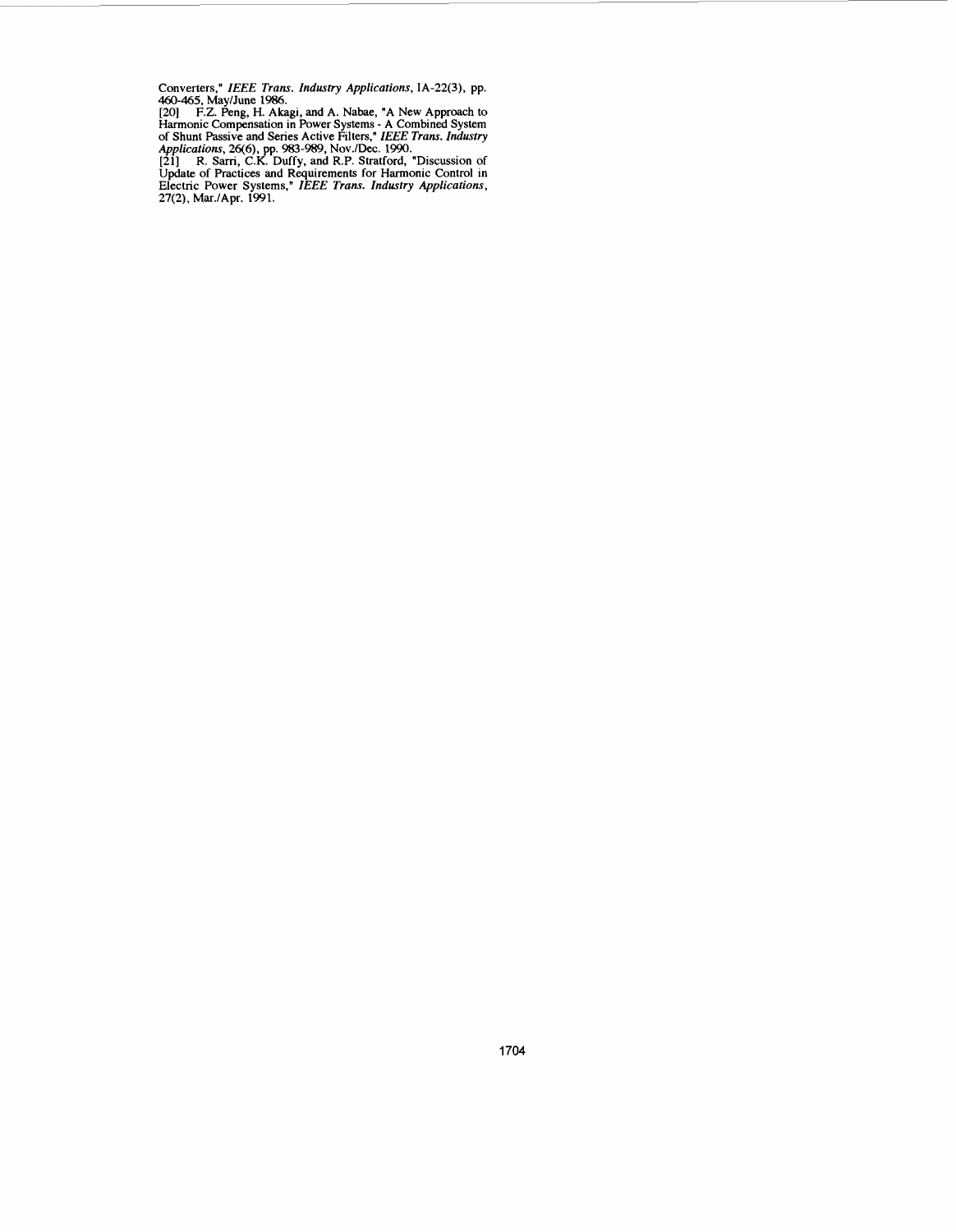Converters," *IEEE Trans. Industry Applications*, IA-22(3), pp. 460-465, May/June 1986.

[20] F.Z. Peng, H. Akagi, and A. Nabae, "A New Approach to Harmonic Compensation in Power Systems - A Combined System of Shunt Passive and Series Active Filters," *IEEE Trans. Industry Applications*, 26(6), pp. 983-989, Nov./Dec. 1990.

[21] R. Sarri, C.K. Duffy, and R.P. Stratford, "Discussion of Update of Practices and Requirements for Harmonic Control in Electric Power Systems," *IEEE Trans. Industry Applications*, 27(2), Mar./Apr. 1991.